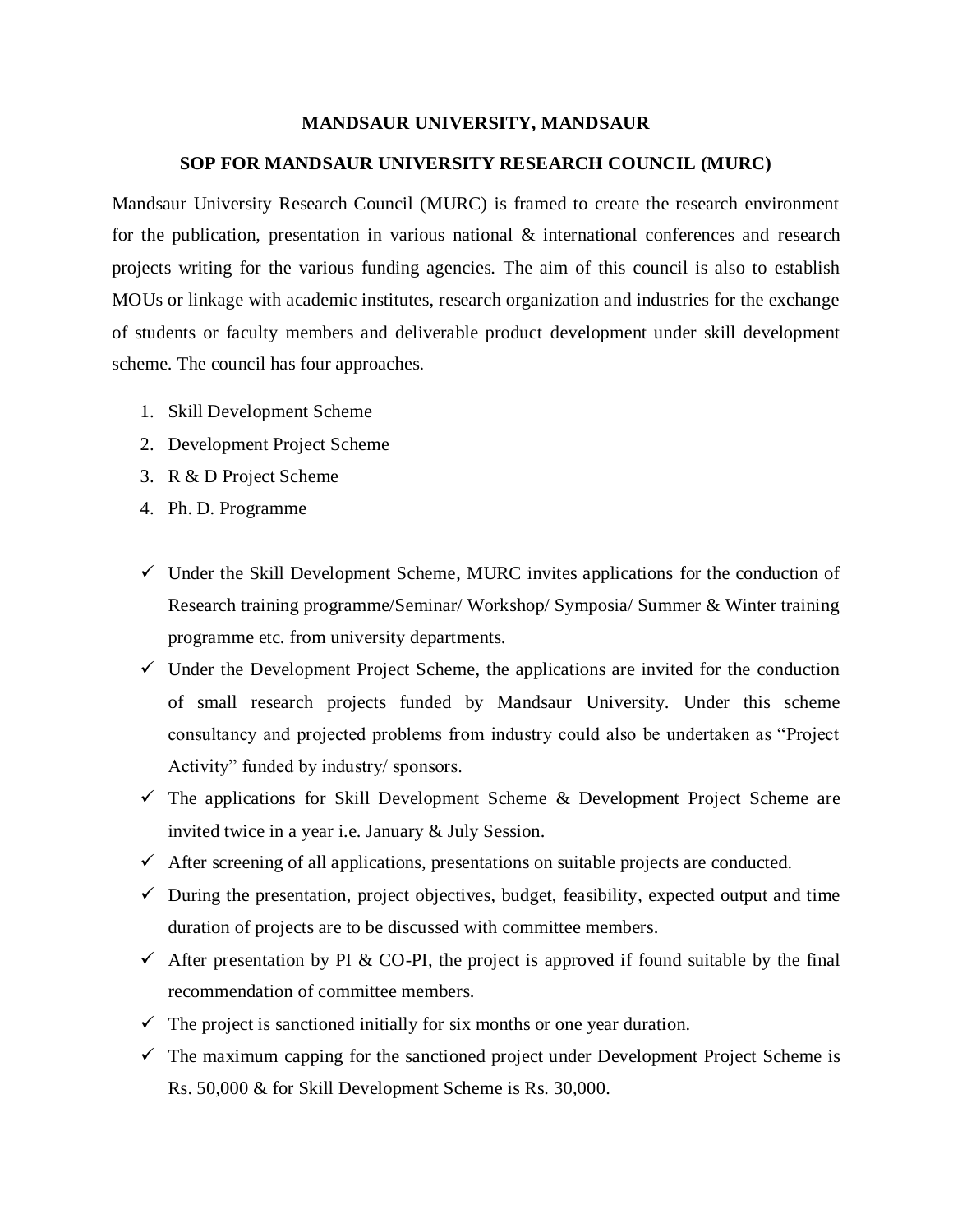# MANDSAUR UNIVERSITY, MANDSAUR

## SOP FOR MANDSAUR UNIVERSITY RESEARCH COUNCIL (MURC)

Mandsaur University Research Council (MURC) is framed to create the research environment for the publication, presentation in various national & international conferences and research projects writing for the various funding agencies. The aim of this council is also to establish MOUs or linkage with academic institutes, research organization and industries for the exchange of students or faculty members and deliverable product development under skill development scheme. The council has four approaches.

1. Skill Development Scheme
2. Development Project Scheme
3. R & D Project Scheme
4. Ph. D. Programme

- ✓ Under the Skill Development Scheme, MURC invites applications for the conduction of Research training programme/Seminar/ Workshop/ Symposia/ Summer & Winter training programme etc. from university departments.
- ✓ Under the Development Project Scheme, the applications are invited for the conduction of small research projects funded by Mandsaur University. Under this scheme consultancy and projected problems from industry could also be undertaken as "Project Activity" funded by industry/ sponsors.
- ✓ The applications for Skill Development Scheme & Development Project Scheme are invited twice in a year i.e. January & July Session.
- ✓ After screening of all applications, presentations on suitable projects are conducted.
- ✓ During the presentation, project objectives, budget, feasibility, expected output and time duration of projects are to be discussed with committee members.
- ✓ After presentation by PI & CO-PI, the project is approved if found suitable by the final recommendation of committee members.
- ✓ The project is sanctioned initially for six months or one year duration.
- ✓ The maximum capping for the sanctioned project under Development Project Scheme is Rs. 50,000 & for Skill Development Scheme is Rs. 30,000.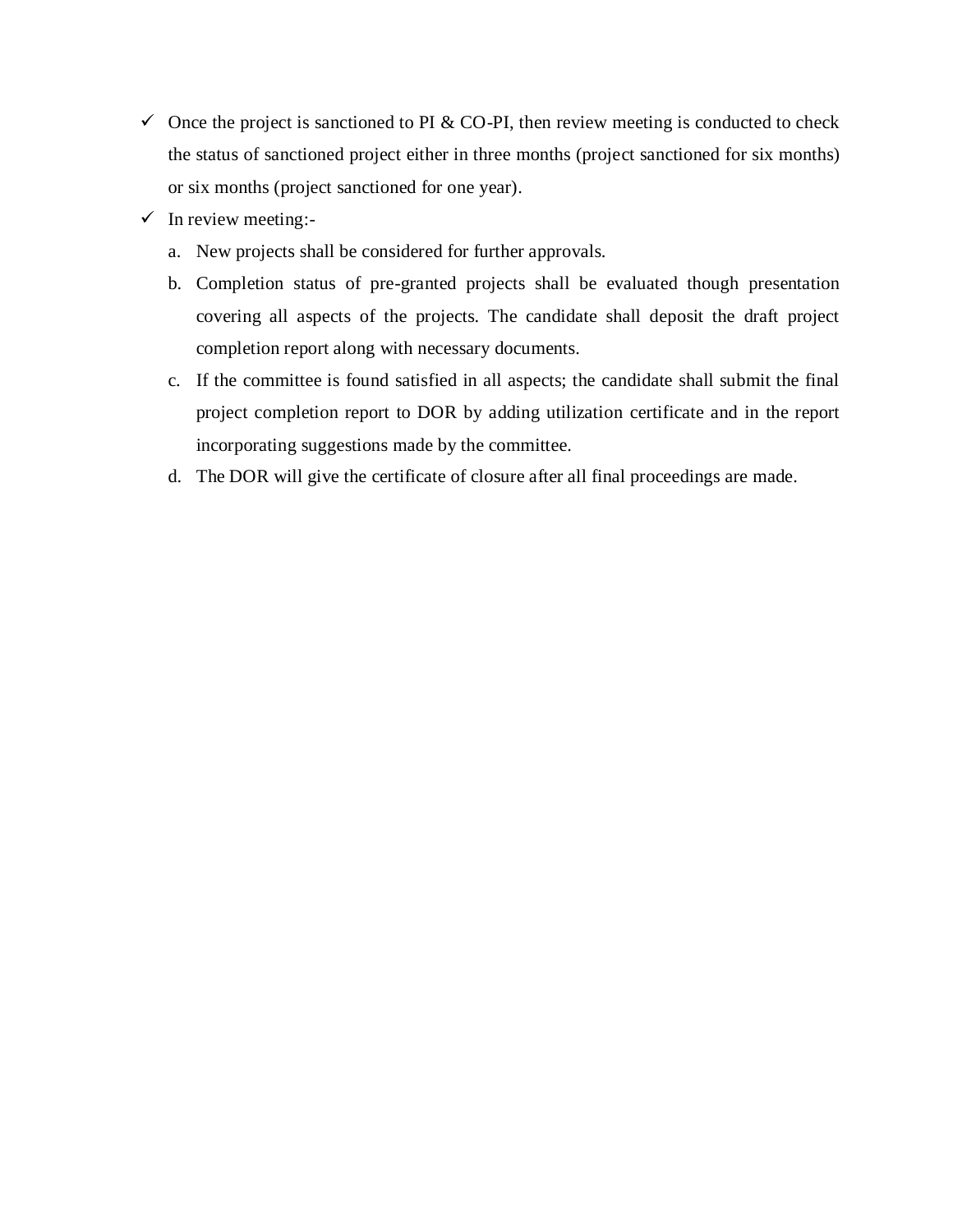- ✓ Once the project is sanctioned to PI & CO-PI, then review meeting is conducted to check the status of sanctioned project either in three months (project sanctioned for six months) or six months (project sanctioned for one year).
- ✓ In review meeting:-
  a. New projects shall be considered for further approvals.
  b. Completion status of pre-granted projects shall be evaluated though presentation covering all aspects of the projects. The candidate shall deposit the draft project completion report along with necessary documents.
  c. If the committee is found satisfied in all aspects; the candidate shall submit the final project completion report to DOR by adding utilization certificate and in the report incorporating suggestions made by the committee.
  d. The DOR will give the certificate of closure after all final proceedings are made.